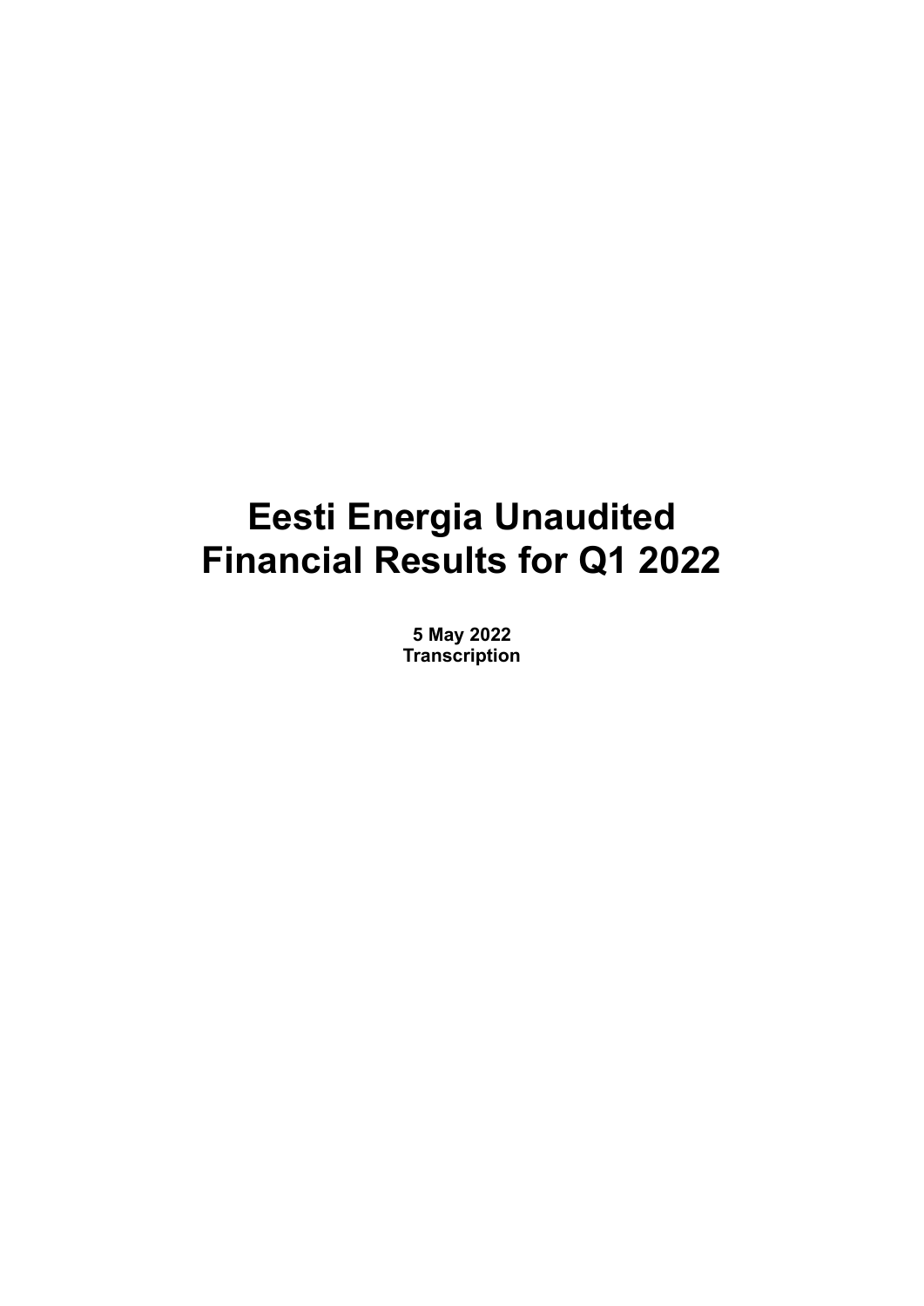# Eesti Energia Unaudited Financial Results for Q1 2022

**5 May 2022**
**Transcription**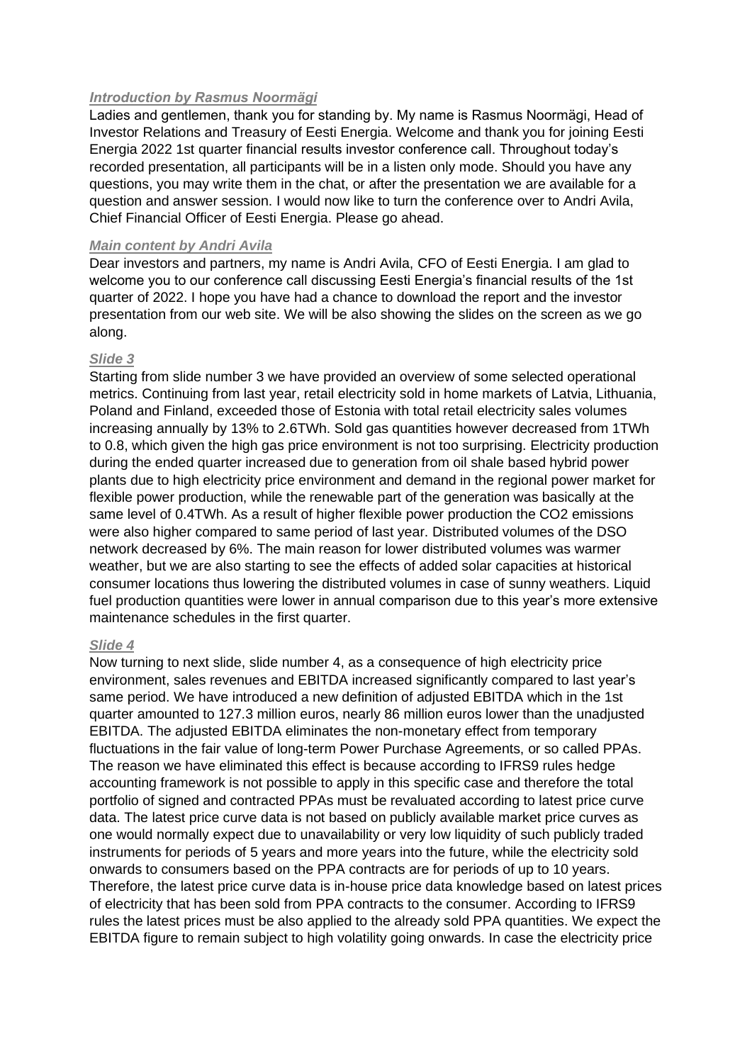### *Introduction by Rasmus Noormägi*

Ladies and gentlemen, thank you for standing by. My name is Rasmus Noormägi, Head of Investor Relations and Treasury of Eesti Energia. Welcome and thank you for joining Eesti Energia 2022 1st quarter financial results investor conference call. Throughout today's recorded presentation, all participants will be in a listen only mode. Should you have any questions, you may write them in the chat, or after the presentation we are available for a question and answer session. I would now like to turn the conference over to Andri Avila, Chief Financial Officer of Eesti Energia. Please go ahead.

### *Main content by Andri Avila*

Dear investors and partners, my name is Andri Avila, CFO of Eesti Energia. I am glad to welcome you to our conference call discussing Eesti Energia's financial results of the 1st quarter of 2022. I hope you have had a chance to download the report and the investor presentation from our web site. We will be also showing the slides on the screen as we go along.

### *Slide 3*

Starting from slide number 3 we have provided an overview of some selected operational metrics. Continuing from last year, retail electricity sold in home markets of Latvia, Lithuania, Poland and Finland, exceeded those of Estonia with total retail electricity sales volumes increasing annually by 13% to 2.6TWh. Sold gas quantities however decreased from 1TWh to 0.8, which given the high gas price environment is not too surprising. Electricity production during the ended quarter increased due to generation from oil shale based hybrid power plants due to high electricity price environment and demand in the regional power market for flexible power production, while the renewable part of the generation was basically at the same level of 0.4TWh. As a result of higher flexible power production the $CO_2$ emissions were also higher compared to same period of last year. Distributed volumes of the DSO network decreased by 6%. The main reason for lower distributed volumes was warmer weather, but we are also starting to see the effects of added solar capacities at historical consumer locations thus lowering the distributed volumes in case of sunny weathers. Liquid fuel production quantities were lower in annual comparison due to this year's more extensive maintenance schedules in the first quarter.

### *Slide 4*

Now turning to next slide, slide number 4, as a consequence of high electricity price environment, sales revenues and EBITDA increased significantly compared to last year's same period. We have introduced a new definition of adjusted EBITDA which in the 1st quarter amounted to 127.3 million euros, nearly 86 million euros lower than the unadjusted EBITDA. The adjusted EBITDA eliminates the non-monetary effect from temporary fluctuations in the fair value of long-term Power Purchase Agreements, or so called PPAs. The reason we have eliminated this effect is because according to IFRS9 rules hedge accounting framework is not possible to apply in this specific case and therefore the total portfolio of signed and contracted PPAs must be revaluated according to latest price curve data. The latest price curve data is not based on publicly available market price curves as one would normally expect due to unavailability or very low liquidity of such publicly traded instruments for periods of 5 years and more years into the future, while the electricity sold onwards to consumers based on the PPA contracts are for periods of up to 10 years. Therefore, the latest price curve data is in-house price data knowledge based on latest prices of electricity that has been sold from PPA contracts to the consumer. According to IFRS9 rules the latest prices must be also applied to the already sold PPA quantities. We expect the EBITDA figure to remain subject to high volatility going onwards. In case the electricity price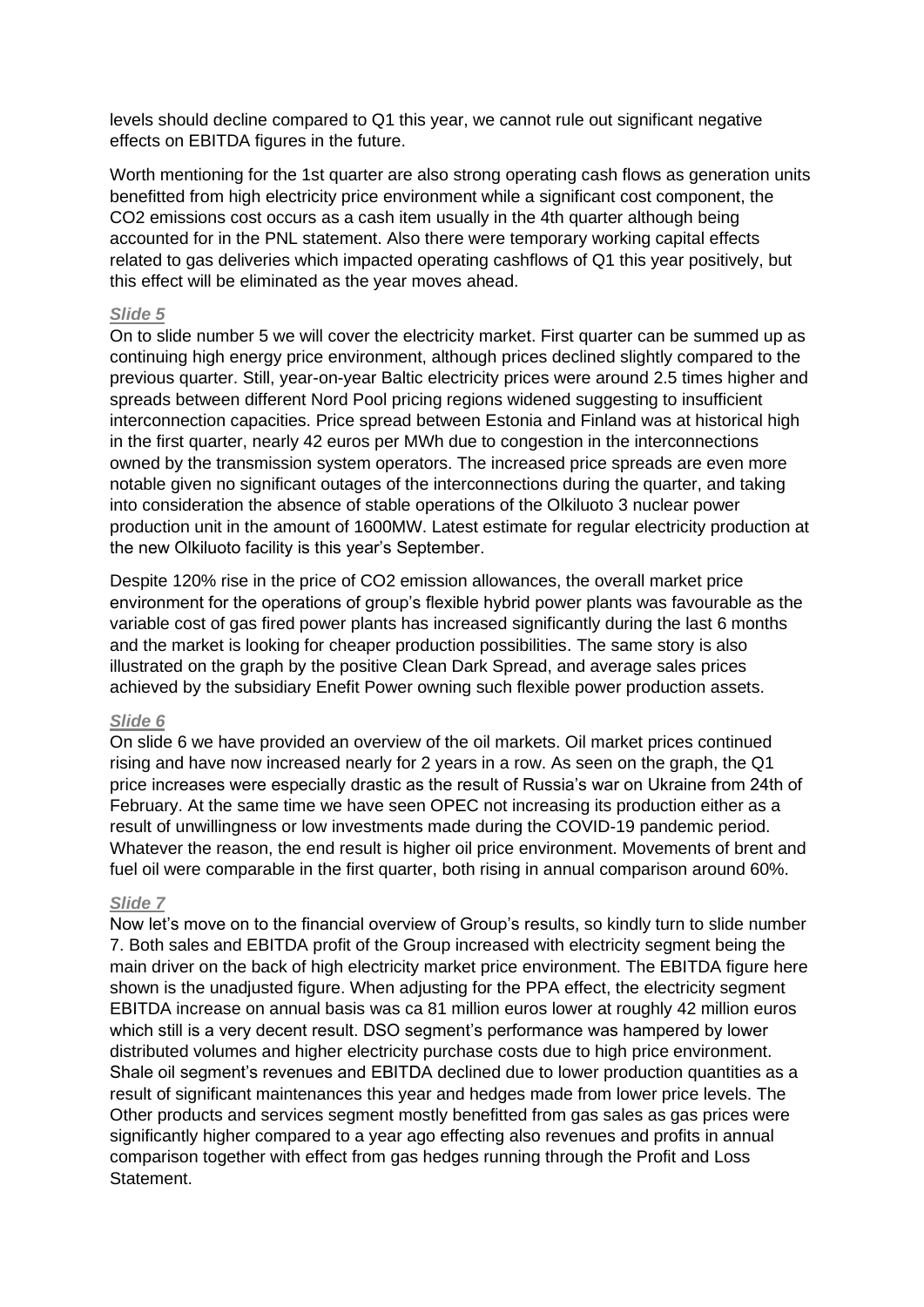levels should decline compared to Q1 this year, we cannot rule out significant negative effects on EBITDA figures in the future.

Worth mentioning for the 1st quarter are also strong operating cash flows as generation units benefitted from high electricity price environment while a significant cost component, the $CO_2$ emissions cost occurs as a cash item usually in the 4th quarter although being accounted for in the PNL statement. Also there were temporary working capital effects related to gas deliveries which impacted operating cashflows of Q1 this year positively, but this effect will be eliminated as the year moves ahead.

***Slide 5***

On to slide number 5 we will cover the electricity market. First quarter can be summed up as continuing high energy price environment, although prices declined slightly compared to the previous quarter. Still, year-on-year Baltic electricity prices were around 2.5 times higher and spreads between different Nord Pool pricing regions widened suggesting to insufficient interconnection capacities. Price spread between Estonia and Finland was at historical high in the first quarter, nearly 42 euros per MWh due to congestion in the interconnections owned by the transmission system operators. The increased price spreads are even more notable given no significant outages of the interconnections during the quarter, and taking into consideration the absence of stable operations of the Olkiluoto 3 nuclear power production unit in the amount of 1600MW. Latest estimate for regular electricity production at the new Olkiluoto facility is this year's September.

Despite 120% rise in the price of $CO_2$ emission allowances, the overall market price environment for the operations of group's flexible hybrid power plants was favourable as the variable cost of gas fired power plants has increased significantly during the last 6 months and the market is looking for cheaper production possibilities. The same story is also illustrated on the graph by the positive Clean Dark Spread, and average sales prices achieved by the subsidiary Enefit Power owning such flexible power production assets.

***Slide 6***

On slide 6 we have provided an overview of the oil markets. Oil market prices continued rising and have now increased nearly for 2 years in a row. As seen on the graph, the Q1 price increases were especially drastic as the result of Russia's war on Ukraine from 24th of February. At the same time we have seen OPEC not increasing its production either as a result of unwillingness or low investments made during the COVID-19 pandemic period. Whatever the reason, the end result is higher oil price environment. Movements of brent and fuel oil were comparable in the first quarter, both rising in annual comparison around 60%.

***Slide 7***

Now let's move on to the financial overview of Group's results, so kindly turn to slide number 7. Both sales and EBITDA profit of the Group increased with electricity segment being the main driver on the back of high electricity market price environment. The EBITDA figure here shown is the unadjusted figure. When adjusting for the PPA effect, the electricity segment EBITDA increase on annual basis was ca 81 million euros lower at roughly 42 million euros which still is a very decent result. DSO segment's performance was hampered by lower distributed volumes and higher electricity purchase costs due to high price environment. Shale oil segment's revenues and EBITDA declined due to lower production quantities as a result of significant maintenances this year and hedges made from lower price levels. The Other products and services segment mostly benefitted from gas sales as gas prices were significantly higher compared to a year ago effecting also revenues and profits in annual comparison together with effect from gas hedges running through the Profit and Loss Statement.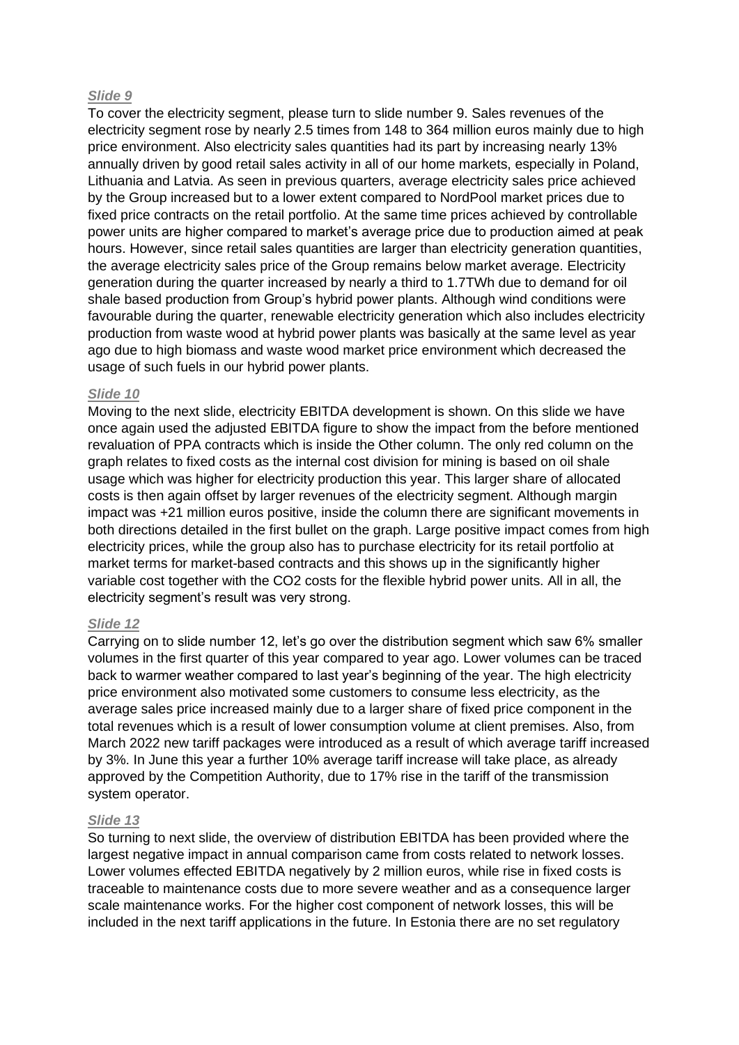***Slide 9***

To cover the electricity segment, please turn to slide number 9. Sales revenues of the electricity segment rose by nearly 2.5 times from 148 to 364 million euros mainly due to high price environment. Also electricity sales quantities had its part by increasing nearly 13% annually driven by good retail sales activity in all of our home markets, especially in Poland, Lithuania and Latvia. As seen in previous quarters, average electricity sales price achieved by the Group increased but to a lower extent compared to NordPool market prices due to fixed price contracts on the retail portfolio. At the same time prices achieved by controllable power units are higher compared to market's average price due to production aimed at peak hours. However, since retail sales quantities are larger than electricity generation quantities, the average electricity sales price of the Group remains below market average. Electricity generation during the quarter increased by nearly a third to 1.7TWh due to demand for oil shale based production from Group's hybrid power plants. Although wind conditions were favourable during the quarter, renewable electricity generation which also includes electricity production from waste wood at hybrid power plants was basically at the same level as year ago due to high biomass and waste wood market price environment which decreased the usage of such fuels in our hybrid power plants.

***Slide 10***

Moving to the next slide, electricity EBITDA development is shown. On this slide we have once again used the adjusted EBITDA figure to show the impact from the before mentioned revaluation of PPA contracts which is inside the Other column. The only red column on the graph relates to fixed costs as the internal cost division for mining is based on oil shale usage which was higher for electricity production this year. This larger share of allocated costs is then again offset by larger revenues of the electricity segment. Although margin impact was +21 million euros positive, inside the column there are significant movements in both directions detailed in the first bullet on the graph. Large positive impact comes from high electricity prices, while the group also has to purchase electricity for its retail portfolio at market terms for market-based contracts and this shows up in the significantly higher variable cost together with the $CO_2$ costs for the flexible hybrid power units. All in all, the electricity segment's result was very strong.

***Slide 12***

Carrying on to slide number 12, let's go over the distribution segment which saw 6% smaller volumes in the first quarter of this year compared to year ago. Lower volumes can be traced back to warmer weather compared to last year's beginning of the year. The high electricity price environment also motivated some customers to consume less electricity, as the average sales price increased mainly due to a larger share of fixed price component in the total revenues which is a result of lower consumption volume at client premises. Also, from March 2022 new tariff packages were introduced as a result of which average tariff increased by 3%. In June this year a further 10% average tariff increase will take place, as already approved by the Competition Authority, due to 17% rise in the tariff of the transmission system operator.

***Slide 13***

So turning to next slide, the overview of distribution EBITDA has been provided where the largest negative impact in annual comparison came from costs related to network losses. Lower volumes effected EBITDA negatively by 2 million euros, while rise in fixed costs is traceable to maintenance costs due to more severe weather and as a consequence larger scale maintenance works. For the higher cost component of network losses, this will be included in the next tariff applications in the future. In Estonia there are no set regulatory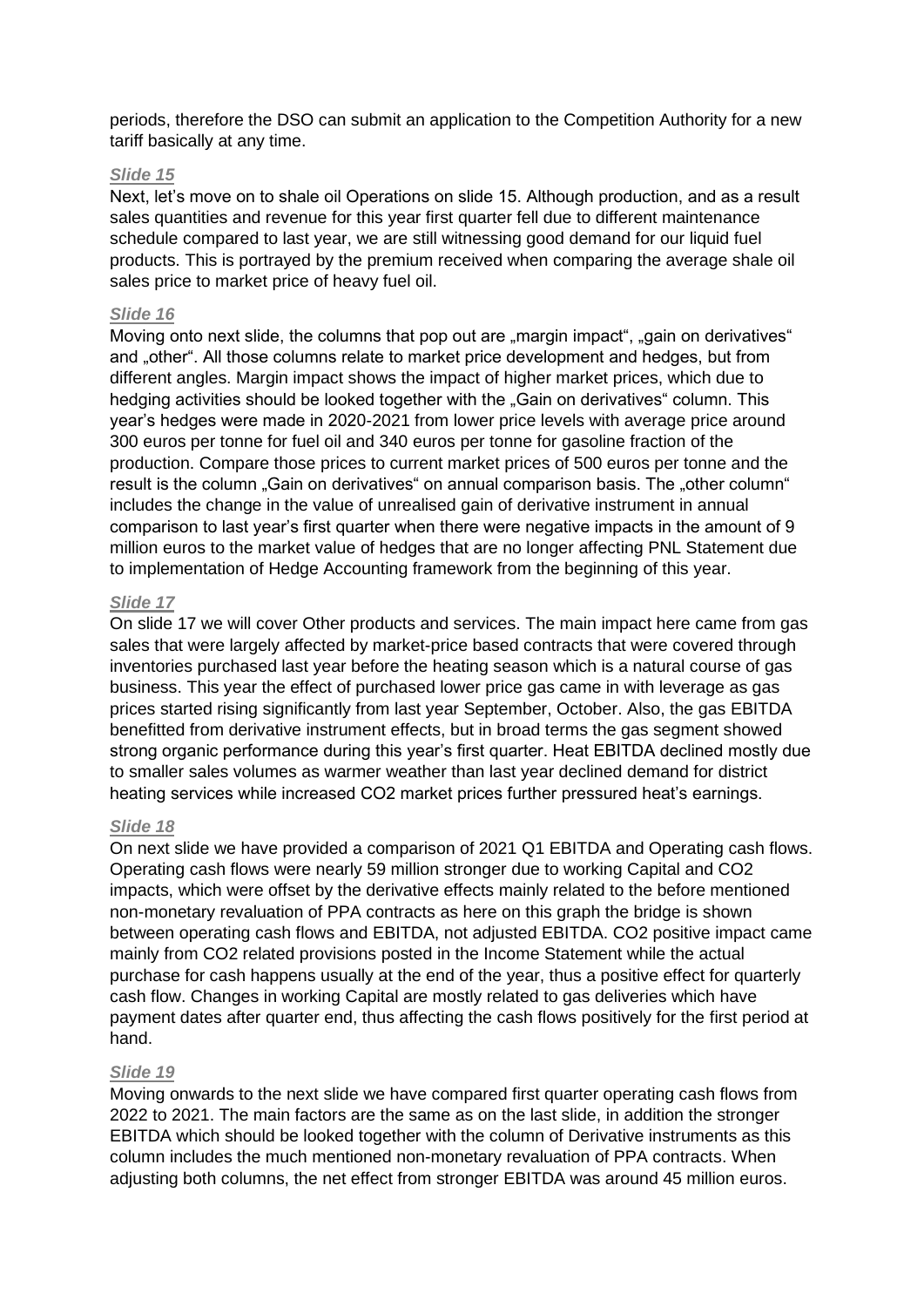periods, therefore the DSO can submit an application to the Competition Authority for a new tariff basically at any time.

***Slide 15***

Next, let's move on to shale oil Operations on slide 15. Although production, and as a result sales quantities and revenue for this year first quarter fell due to different maintenance schedule compared to last year, we are still witnessing good demand for our liquid fuel products. This is portrayed by the premium received when comparing the average shale oil sales price to market price of heavy fuel oil.

***Slide 16***

Moving onto next slide, the columns that pop out are „margin impact", „gain on derivatives" and „other". All those columns relate to market price development and hedges, but from different angles. Margin impact shows the impact of higher market prices, which due to hedging activities should be looked together with the „Gain on derivatives" column. This year's hedges were made in 2020-2021 from lower price levels with average price around 300 euros per tonne for fuel oil and 340 euros per tonne for gasoline fraction of the production. Compare those prices to current market prices of 500 euros per tonne and the result is the column „Gain on derivatives" on annual comparison basis. The „other column" includes the change in the value of unrealised gain of derivative instrument in annual comparison to last year's first quarter when there were negative impacts in the amount of 9 million euros to the market value of hedges that are no longer affecting PNL Statement due to implementation of Hedge Accounting framework from the beginning of this year.

***Slide 17***

On slide 17 we will cover Other products and services. The main impact here came from gas sales that were largely affected by market-price based contracts that were covered through inventories purchased last year before the heating season which is a natural course of gas business. This year the effect of purchased lower price gas came in with leverage as gas prices started rising significantly from last year September, October. Also, the gas EBITDA benefitted from derivative instrument effects, but in broad terms the gas segment showed strong organic performance during this year's first quarter. Heat EBITDA declined mostly due to smaller sales volumes as warmer weather than last year declined demand for district heating services while increased $CO_2$ market prices further pressured heat's earnings.

***Slide 18***

On next slide we have provided a comparison of 2021 Q1 EBITDA and Operating cash flows. Operating cash flows were nearly 59 million stronger due to working Capital and $CO_2$ impacts, which were offset by the derivative effects mainly related to the before mentioned non-monetary revaluation of PPA contracts as here on this graph the bridge is shown between operating cash flows and EBITDA, not adjusted EBITDA. $CO_2$ positive impact came mainly from $CO_2$ related provisions posted in the Income Statement while the actual purchase for cash happens usually at the end of the year, thus a positive effect for quarterly cash flow. Changes in working Capital are mostly related to gas deliveries which have payment dates after quarter end, thus affecting the cash flows positively for the first period at hand.

***Slide 19***

Moving onwards to the next slide we have compared first quarter operating cash flows from 2022 to 2021. The main factors are the same as on the last slide, in addition the stronger EBITDA which should be looked together with the column of Derivative instruments as this column includes the much mentioned non-monetary revaluation of PPA contracts. When adjusting both columns, the net effect from stronger EBITDA was around 45 million euros.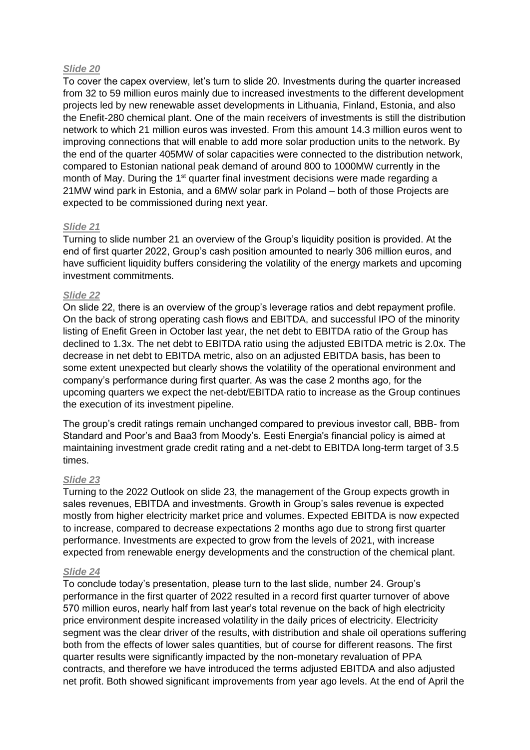***Slide 20***

To cover the capex overview, let's turn to slide 20. Investments during the quarter increased from 32 to 59 million euros mainly due to increased investments to the different development projects led by new renewable asset developments in Lithuania, Finland, Estonia, and also the Enefit-280 chemical plant. One of the main receivers of investments is still the distribution network to which 21 million euros was invested. From this amount 14.3 million euros went to improving connections that will enable to add more solar production units to the network. By the end of the quarter 405MW of solar capacities were connected to the distribution network, compared to Estonian national peak demand of around 800 to 1000MW currently in the month of May. During the 1st quarter final investment decisions were made regarding a 21MW wind park in Estonia, and a 6MW solar park in Poland – both of those Projects are expected to be commissioned during next year.

***Slide 21***

Turning to slide number 21 an overview of the Group's liquidity position is provided. At the end of first quarter 2022, Group's cash position amounted to nearly 306 million euros, and have sufficient liquidity buffers considering the volatility of the energy markets and upcoming investment commitments.

***Slide 22***

On slide 22, there is an overview of the group's leverage ratios and debt repayment profile. On the back of strong operating cash flows and EBITDA, and successful IPO of the minority listing of Enefit Green in October last year, the net debt to EBITDA ratio of the Group has declined to 1.3x. The net debt to EBITDA ratio using the adjusted EBITDA metric is 2.0x. The decrease in net debt to EBITDA metric, also on an adjusted EBITDA basis, has been to some extent unexpected but clearly shows the volatility of the operational environment and company's performance during first quarter. As was the case 2 months ago, for the upcoming quarters we expect the net-debt/EBITDA ratio to increase as the Group continues the execution of its investment pipeline.

The group's credit ratings remain unchanged compared to previous investor call, BBB- from Standard and Poor's and Baa3 from Moody's. Eesti Energia's financial policy is aimed at maintaining investment grade credit rating and a net-debt to EBITDA long-term target of 3.5 times.

***Slide 23***

Turning to the 2022 Outlook on slide 23, the management of the Group expects growth in sales revenues, EBITDA and investments. Growth in Group's sales revenue is expected mostly from higher electricity market price and volumes. Expected EBITDA is now expected to increase, compared to decrease expectations 2 months ago due to strong first quarter performance. Investments are expected to grow from the levels of 2021, with increase expected from renewable energy developments and the construction of the chemical plant.

***Slide 24***

To conclude today's presentation, please turn to the last slide, number 24. Group's performance in the first quarter of 2022 resulted in a record first quarter turnover of above 570 million euros, nearly half from last year's total revenue on the back of high electricity price environment despite increased volatility in the daily prices of electricity. Electricity segment was the clear driver of the results, with distribution and shale oil operations suffering both from the effects of lower sales quantities, but of course for different reasons. The first quarter results were significantly impacted by the non-monetary revaluation of PPA contracts, and therefore we have introduced the terms adjusted EBITDA and also adjusted net profit. Both showed significant improvements from year ago levels. At the end of April the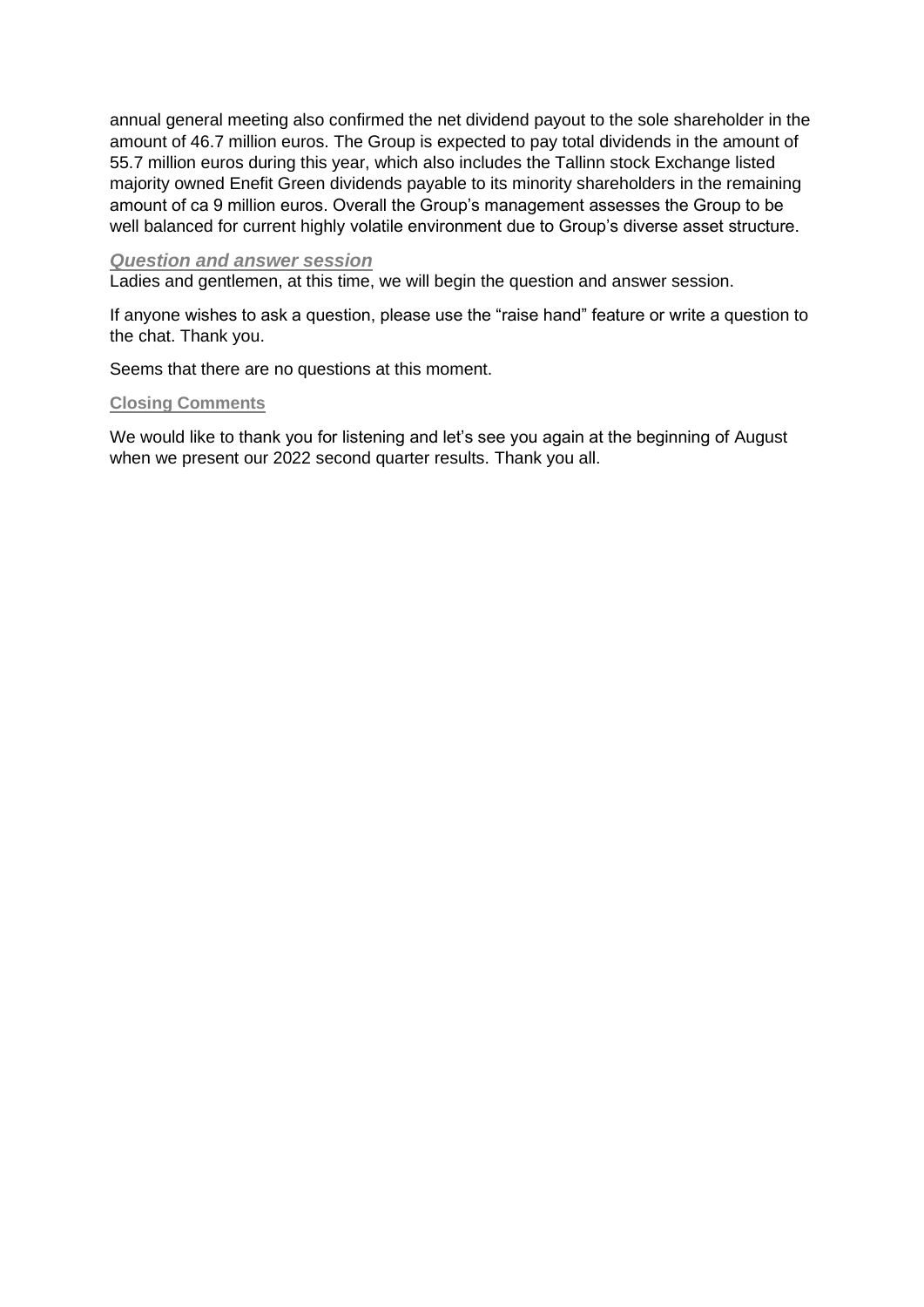annual general meeting also confirmed the net dividend payout to the sole shareholder in the amount of 46.7 million euros. The Group is expected to pay total dividends in the amount of 55.7 million euros during this year, which also includes the Tallinn stock Exchange listed majority owned Enefit Green dividends payable to its minority shareholders in the remaining amount of ca 9 million euros. Overall the Group's management assesses the Group to be well balanced for current highly volatile environment due to Group's diverse asset structure.

## *Question and answer session*

Ladies and gentlemen, at this time, we will begin the question and answer session.

If anyone wishes to ask a question, please use the "raise hand" feature or write a question to the chat. Thank you.

Seems that there are no questions at this moment.

## Closing Comments

We would like to thank you for listening and let's see you again at the beginning of August when we present our 2022 second quarter results. Thank you all.